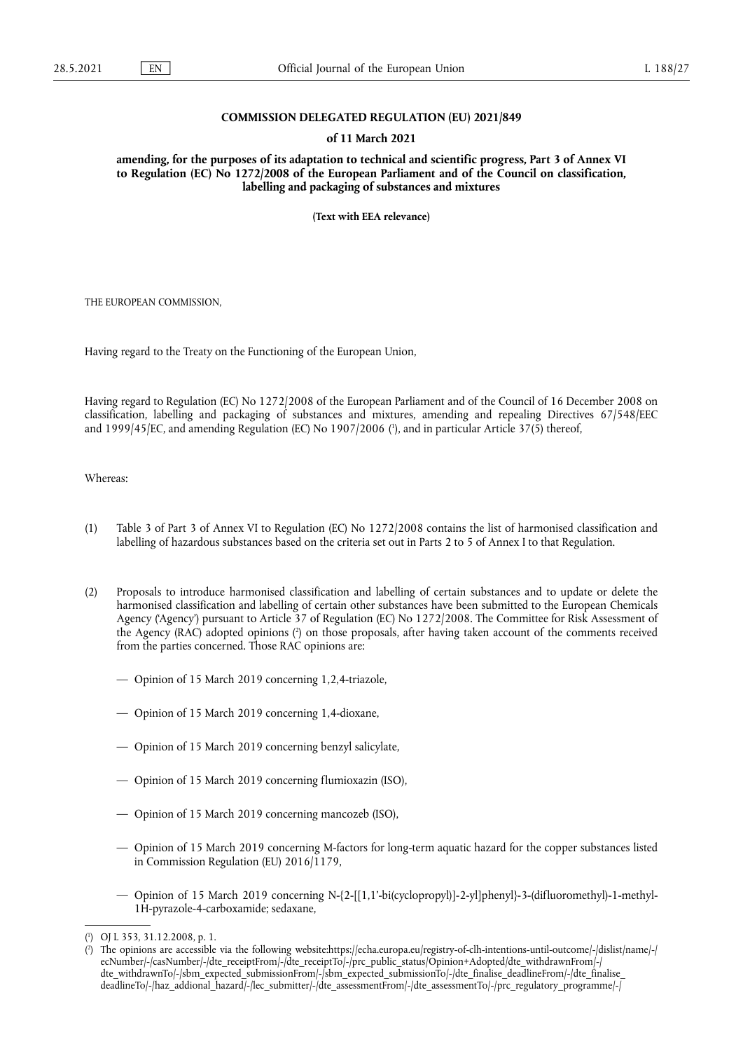**COMMISSION DELEGATED REGULATION (EU) 2021/849**

**of 11 March 2021**

**amending, for the purposes of its adaptation to technical and scientific progress, Part 3 of Annex VI to Regulation (EC) No 1272/2008 of the European Parliament and of the Council on classification, labelling and packaging of substances and mixtures**

**(Text with EEA relevance)**

THE EUROPEAN COMMISSION,

Having regard to the Treaty on the Functioning of the European Union,

Having regard to Regulation (EC) No 1272/2008 of the European Parliament and of the Council of 16 December 2008 on classification, labelling and packaging of substances and mixtures, amending and repealing Directives 67/548/EEC and 1999/45/EC, and amending Regulation (EC) No 1907/2006 ([1]), and in particular Article 37(5) thereof,

Whereas:

(1) Table 3 of Part 3 of Annex VI to Regulation (EC) No 1272/2008 contains the list of harmonised classification and labelling of hazardous substances based on the criteria set out in Parts 2 to 5 of Annex I to that Regulation.

(2) Proposals to introduce harmonised classification and labelling of certain substances and to update or delete the harmonised classification and labelling of certain other substances have been submitted to the European Chemicals Agency ('Agency') pursuant to Article 37 of Regulation (EC) No 1272/2008. The Committee for Risk Assessment of the Agency (RAC) adopted opinions ([2]) on those proposals, after having taken account of the comments received from the parties concerned. Those RAC opinions are:

— Opinion of 15 March 2019 concerning 1,2,4-triazole,

— Opinion of 15 March 2019 concerning 1,4-dioxane,

— Opinion of 15 March 2019 concerning benzyl salicylate,

— Opinion of 15 March 2019 concerning flumioxazin (ISO),

— Opinion of 15 March 2019 concerning mancozeb (ISO),

— Opinion of 15 March 2019 concerning M-factors for long-term aquatic hazard for the copper substances listed in Commission Regulation (EU) 2016/1179,

— Opinion of 15 March 2019 concerning N-{2-[[1,1'-bi(cyclopropyl)]-2-yl]phenyl}-3-(difluoromethyl)-1-methyl-1H-pyrazole-4-carboxamide; sedaxane,

---

([1]) OJ L 353, 31.12.2008, p. 1.

([2]) The opinions are accessible via the following website:https://echa.europa.eu/registry-of-clh-intentions-until-outcome/-/dislist/name/-/ecNumber/-/casNumber/-/dte_receiptFrom/-/dte_receiptTo/-/prc_public_status/Opinion+Adopted/dte_withdrawnFrom/-/dte_withdrawnTo/-/sbm_expected_submissionFrom/-/sbm_expected_submissionTo/-/dte_finalise_deadlineFrom/-/dte_finalise_deadlineTo/-/haz_addional_hazard/-/lec_submitter/-/dte_assessmentFrom/-/dte_assessmentTo/-/prc_regulatory_programme/-/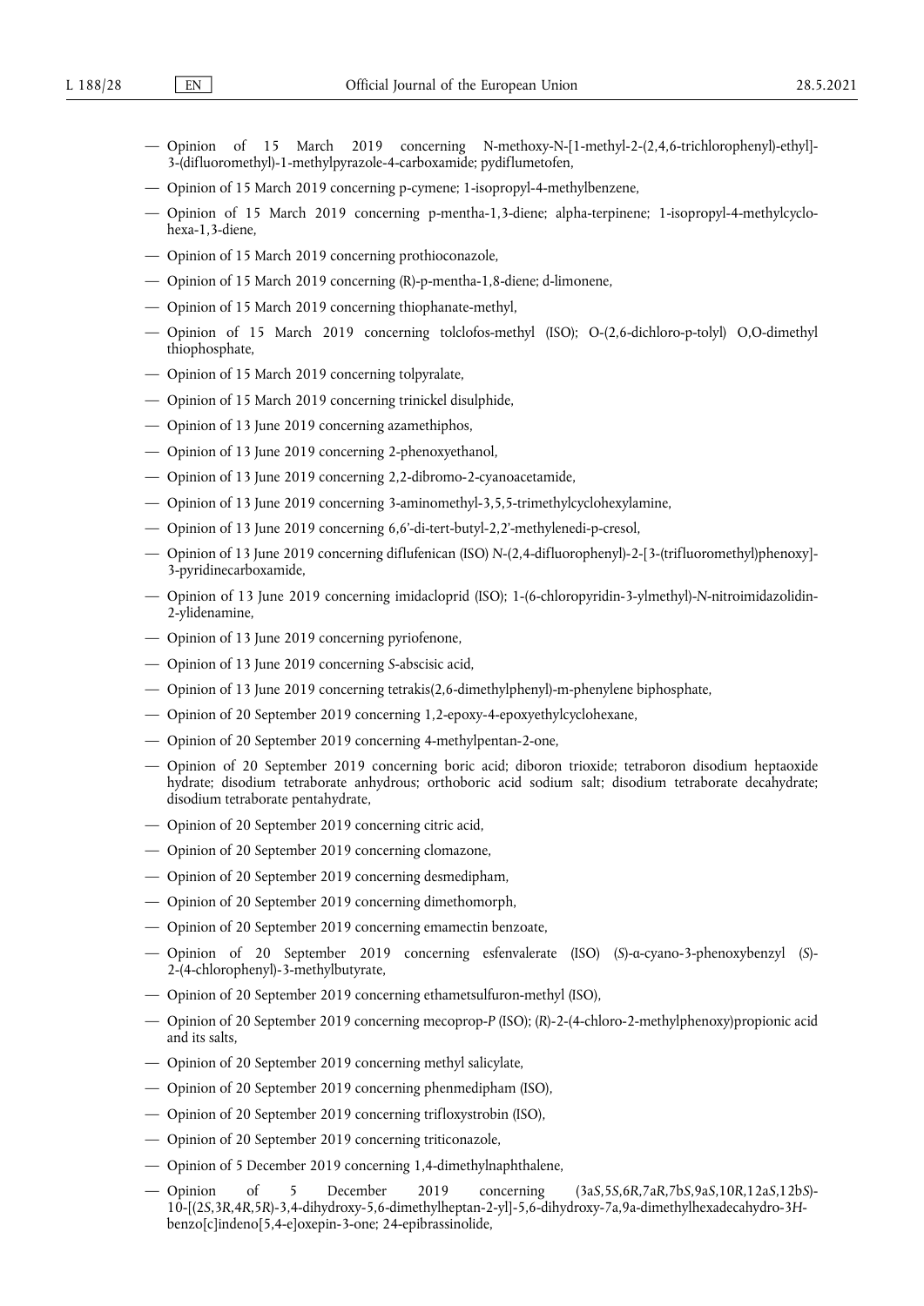— Opinion of 15 March 2019 concerning N-methoxy-N-[1-methyl-2-(2,4,6-trichlorophenyl)-ethyl]-3-(difluoromethyl)-1-methylpyrazole-4-carboxamide; pydiflumetofen,

— Opinion of 15 March 2019 concerning p-cymene; 1-isopropyl-4-methylbenzene,

— Opinion of 15 March 2019 concerning p-mentha-1,3-diene; alpha-terpinene; 1-isopropyl-4-methylcyclohexa-1,3-diene,

— Opinion of 15 March 2019 concerning prothioconazole,

— Opinion of 15 March 2019 concerning (R)-p-mentha-1,8-diene; d-limonene,

— Opinion of 15 March 2019 concerning thiophanate-methyl,

— Opinion of 15 March 2019 concerning tolclofos-methyl (ISO); O-(2,6-dichloro-p-tolyl) O,O-dimethyl thiophosphate,

— Opinion of 15 March 2019 concerning tolpyralate,

— Opinion of 15 March 2019 concerning trinickel disulphide,

— Opinion of 13 June 2019 concerning azamethiphos,

— Opinion of 13 June 2019 concerning 2-phenoxyethanol,

— Opinion of 13 June 2019 concerning 2,2-dibromo-2-cyanoacetamide,

— Opinion of 13 June 2019 concerning 3-aminomethyl-3,5,5-trimethylcyclohexylamine,

— Opinion of 13 June 2019 concerning 6,6'-di-tert-butyl-2,2'-methylenedi-p-cresol,

— Opinion of 13 June 2019 concerning diflufenican (ISO) N-(2,4-difluorophenyl)-2-[3-(trifluoromethyl)phenoxy]-3-pyridinecarboxamide,

— Opinion of 13 June 2019 concerning imidacloprid (ISO); 1-(6-chloropyridin-3-ylmethyl)-*N*-nitroimidazolidin-2-ylidenamine,

— Opinion of 13 June 2019 concerning pyriofenone,

— Opinion of 13 June 2019 concerning *S*-abscisic acid,

— Opinion of 13 June 2019 concerning tetrakis(2,6-dimethylphenyl)-m-phenylene biphosphate,

— Opinion of 20 September 2019 concerning 1,2-epoxy-4-epoxyethylcyclohexane,

— Opinion of 20 September 2019 concerning 4-methylpentan-2-one,

— Opinion of 20 September 2019 concerning boric acid; diboron trioxide; tetraboron disodium heptaoxide hydrate; disodium tetraborate anhydrous; orthoboric acid sodium salt; disodium tetraborate decahydrate; disodium tetraborate pentahydrate,

— Opinion of 20 September 2019 concerning citric acid,

— Opinion of 20 September 2019 concerning clomazone,

— Opinion of 20 September 2019 concerning desmedipham,

— Opinion of 20 September 2019 concerning dimethomorph,

— Opinion of 20 September 2019 concerning emamectin benzoate,

— Opinion of 20 September 2019 concerning esfenvalerate (ISO) (*S*)-α-cyano-3-phenoxybenzyl (*S*)-2-(4-chlorophenyl)-3-methylbutyrate,

— Opinion of 20 September 2019 concerning ethametsulfuron-methyl (ISO),

— Opinion of 20 September 2019 concerning mecoprop-*P* (ISO); (*R*)-2-(4-chloro-2-methylphenoxy)propionic acid and its salts,

— Opinion of 20 September 2019 concerning methyl salicylate,

— Opinion of 20 September 2019 concerning phenmedipham (ISO),

— Opinion of 20 September 2019 concerning trifloxystrobin (ISO),

— Opinion of 20 September 2019 concerning triticonazole,

— Opinion of 5 December 2019 concerning 1,4-dimethylnaphthalene,

— Opinion of 5 December 2019 concerning (3a*S*,5*S*,6*R*,7a*R*,7b*S*,9a*S*,10*R*,12a*S*,12b*S*)-10-[(2*S*,3*R*,4*R*,5*R*)-3,4-dihydroxy-5,6-dimethylheptan-2-yl]-5,6-dihydroxy-7a,9a-dimethylhexadecahydro-3*H*-benzo[c]indeno[5,4-e]oxepin-3-one; 24-epibrassinolide,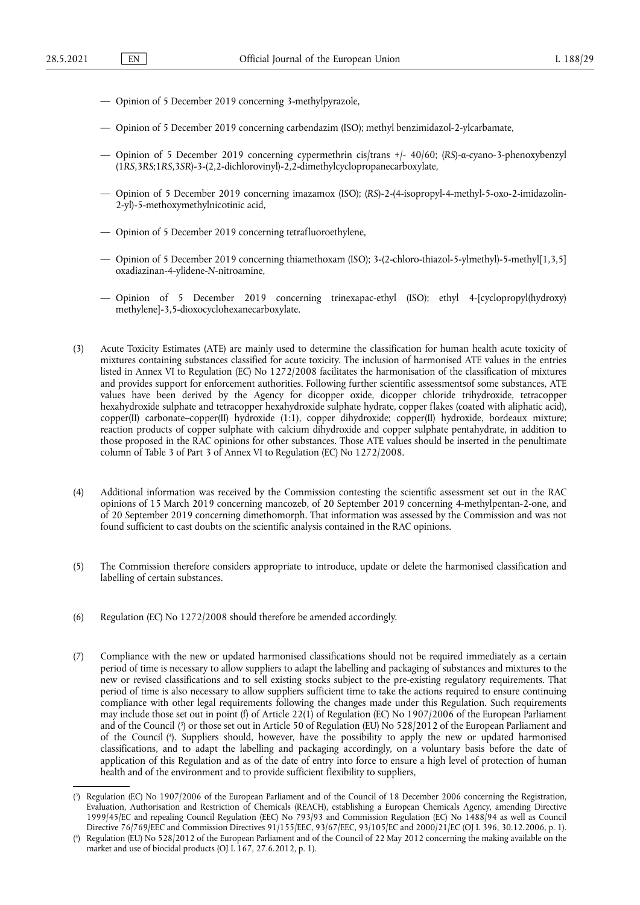— Opinion of 5 December 2019 concerning 3-methylpyrazole,

— Opinion of 5 December 2019 concerning carbendazim (ISO); methyl benzimidazol-2-ylcarbamate,

— Opinion of 5 December 2019 concerning cypermethrin cis/trans +/- 40/60; (*RS*)-α-cyano-3-phenoxybenzyl (1*RS*,3*RS*;1*RS*,3*SR*)-3-(2,2-dichlorovinyl)-2,2-dimethylcyclopropanecarboxylate,

— Opinion of 5 December 2019 concerning imazamox (ISO); (*RS*)-2-(4-isopropyl-4-methyl-5-oxo-2-imidazolin-2-yl)-5-methoxymethylnicotinic acid,

— Opinion of 5 December 2019 concerning tetrafluoroethylene,

— Opinion of 5 December 2019 concerning thiamethoxam (ISO); 3-(2-chloro-thiazol-5-ylmethyl)-5-methyl[1,3,5]oxadiazinan-4-ylidene-N-nitroamine,

— Opinion of 5 December 2019 concerning trinexapac-ethyl (ISO); ethyl 4-[cyclopropyl(hydroxy)methylene]-3,5-dioxocyclohexanecarboxylate.

(3) Acute Toxicity Estimates (ATE) are mainly used to determine the classification for human health acute toxicity of mixtures containing substances classified for acute toxicity. The inclusion of harmonised ATE values in the entries listed in Annex VI to Regulation (EC) No 1272/2008 facilitates the harmonisation of the classification of mixtures and provides support for enforcement authorities. Following further scientific assessmentsof some substances, ATE values have been derived by the Agency for dicopper oxide, dicopper chloride trihydroxide, tetracopper hexahydroxide sulphate and tetracopper hexahydroxide sulphate hydrate, copper flakes (coated with aliphatic acid), copper(II) carbonate–copper(II) hydroxide (1:1), copper dihydroxide; copper(II) hydroxide, bordeaux mixture; reaction products of copper sulphate with calcium dihydroxide and copper sulphate pentahydrate, in addition to those proposed in the RAC opinions for other substances. Those ATE values should be inserted in the penultimate column of Table 3 of Part 3 of Annex VI to Regulation (EC) No 1272/2008.

(4) Additional information was received by the Commission contesting the scientific assessment set out in the RAC opinions of 15 March 2019 concerning mancozeb, of 20 September 2019 concerning 4-methylpentan-2-one, and of 20 September 2019 concerning dimethomorph. That information was assessed by the Commission and was not found sufficient to cast doubts on the scientific analysis contained in the RAC opinions.

(5) The Commission therefore considers appropriate to introduce, update or delete the harmonised classification and labelling of certain substances.

(6) Regulation (EC) No 1272/2008 should therefore be amended accordingly.

(7) Compliance with the new or updated harmonised classifications should not be required immediately as a certain period of time is necessary to allow suppliers to adapt the labelling and packaging of substances and mixtures to the new or revised classifications and to sell existing stocks subject to the pre-existing regulatory requirements. That period of time is also necessary to allow suppliers sufficient time to take the actions required to ensure continuing compliance with other legal requirements following the changes made under this Regulation. Such requirements may include those set out in point (f) of Article 22(1) of Regulation (EC) No 1907/2006 of the European Parliament and of the Council [3] or those set out in Article 50 of Regulation (EU) No 528/2012 of the European Parliament and of the Council [4]. Suppliers should, however, have the possibility to apply the new or updated harmonised classifications, and to adapt the labelling and packaging accordingly, on a voluntary basis before the date of application of this Regulation and as of the date of entry into force to ensure a high level of protection of human health and of the environment and to provide sufficient flexibility to suppliers,

---

[3] Regulation (EC) No 1907/2006 of the European Parliament and of the Council of 18 December 2006 concerning the Registration, Evaluation, Authorisation and Restriction of Chemicals (REACH), establishing a European Chemicals Agency, amending Directive 1999/45/EC and repealing Council Regulation (EEC) No 793/93 and Commission Regulation (EC) No 1488/94 as well as Council Directive 76/769/EEC and Commission Directives 91/155/EEC, 93/67/EEC, 93/105/EC and 2000/21/EC (OJ L 396, 30.12.2006, p. 1).

[4] Regulation (EU) No 528/2012 of the European Parliament and of the Council of 22 May 2012 concerning the making available on the market and use of biocidal products (OJ L 167, 27.6.2012, p. 1).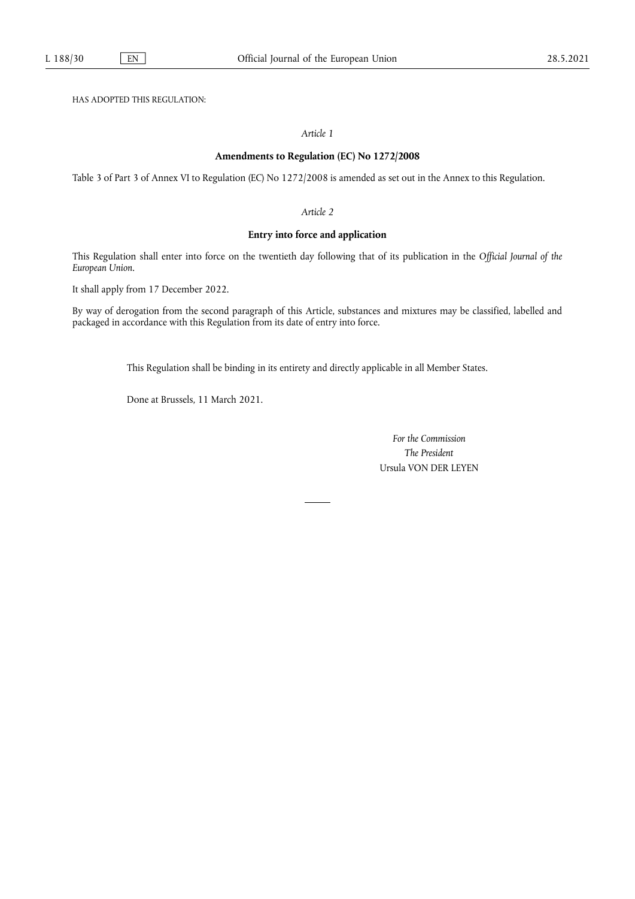HAS ADOPTED THIS REGULATION:

*Article 1*

**Amendments to Regulation (EC) No 1272/2008**

Table 3 of Part 3 of Annex VI to Regulation (EC) No 1272/2008 is amended as set out in the Annex to this Regulation.

*Article 2*

**Entry into force and application**

This Regulation shall enter into force on the twentieth day following that of its publication in the *Official Journal of the European Union*.

It shall apply from 17 December 2022.

By way of derogation from the second paragraph of this Article, substances and mixtures may be classified, labelled and packaged in accordance with this Regulation from its date of entry into force.

This Regulation shall be binding in its entirety and directly applicable in all Member States.

Done at Brussels, 11 March 2021.

*For the Commission*
*The President*
Ursula VON DER LEYEN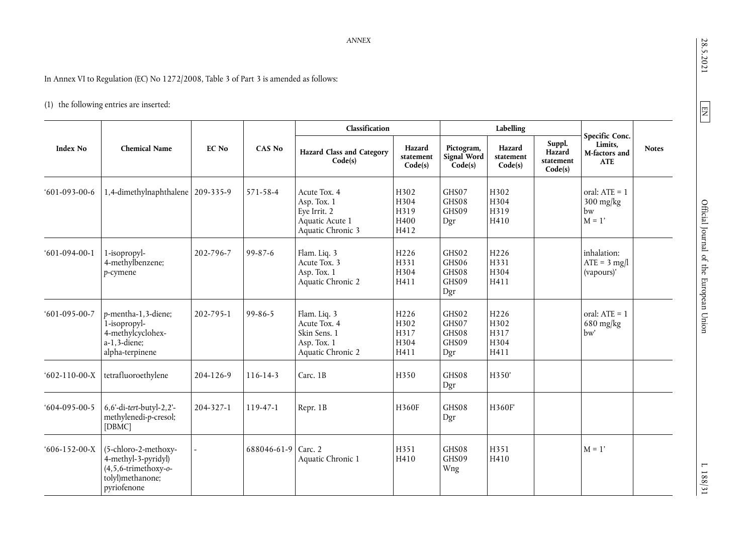*ANNEX*

In Annex VI to Regulation (EC) No 1272/2008, Table 3 of Part 3 is amended as follows:

(1) the following entries are inserted:

| Index No | Chemical Name | EC No | CAS No | Classification | | Labelling | | | Specific Conc. Limits, M-factors and ATE | Notes |
|---|---|---|---|---|---|---|---|---|---|---|
| | | | | Hazard Class and Category Code(s) | Hazard statement Code(s) | Pictogram, Signal Word Code(s) | Hazard statement Code(s) | Suppl. Hazard statement Code(s) | | |
| '601-093-00-6 | 1,4-dimethylnaphthalene | 209-335-9 | 571-58-4 | Acute Tox. 4<br>Asp. Tox. 1<br>Eye Irrit. 2<br>Aquatic Acute 1<br>Aquatic Chronic 3 | H302<br>H304<br>H319<br>H400<br>H412 | GHS07<br>GHS08<br>GHS09<br>Dgr | H302<br>H304<br>H319<br>H410 | | oral: ATE = 1 300 mg/kg bw<br>M = 1' | |
| '601-094-00-1 | 1-isopropyl-4-methylbenzene; *p*-cymene | 202-796-7 | 99-87-6 | Flam. Liq. 3<br>Acute Tox. 3<br>Asp. Tox. 1<br>Aquatic Chronic 2 | H226<br>H331<br>H304<br>H411 | GHS02<br>GHS06<br>GHS08<br>GHS09<br>Dgr | H226<br>H331<br>H304<br>H411 | | inhalation: ATE = 3 mg/l (vapours)' | |
| '601-095-00-7 | *p*-mentha-1,3-diene; 1-isopropyl-4-methylcyclohex-a-1,3-diene; alpha-terpinene | 202-795-1 | 99-86-5 | Flam. Liq. 3<br>Acute Tox. 4<br>Skin Sens. 1<br>Asp. Tox. 1<br>Aquatic Chronic 2 | H226<br>H302<br>H317<br>H304<br>H411 | GHS02<br>GHS07<br>GHS08<br>GHS09<br>Dgr | H226<br>H302<br>H317<br>H304<br>H411 | | oral: ATE = 1 680 mg/kg bw' | |
| '602-110-00-X | tetrafluoroethylene | 204-126-9 | 116-14-3 | Carc. 1B | H350 | GHS08<br>Dgr | H350' | | | |
| '604-095-00-5 | 6,6'-di-*tert*-butyl-2,2'-methylenedi-*p*-cresol; [DBMC] | 204-327-1 | 119-47-1 | Repr. 1B | H360F | GHS08<br>Dgr | H360F' | | | |
| '606-152-00-X | (5-chloro-2-methoxy-4-methyl-3-pyridyl)(4,5,6-trimethoxy-*o*-tolyl)methanone; pyriofenone | - | 688046-61-9 | Carc. 2<br>Aquatic Chronic 1 | H351<br>H410 | GHS08<br>GHS09<br>Wng | H351<br>H410 | | M = 1' | |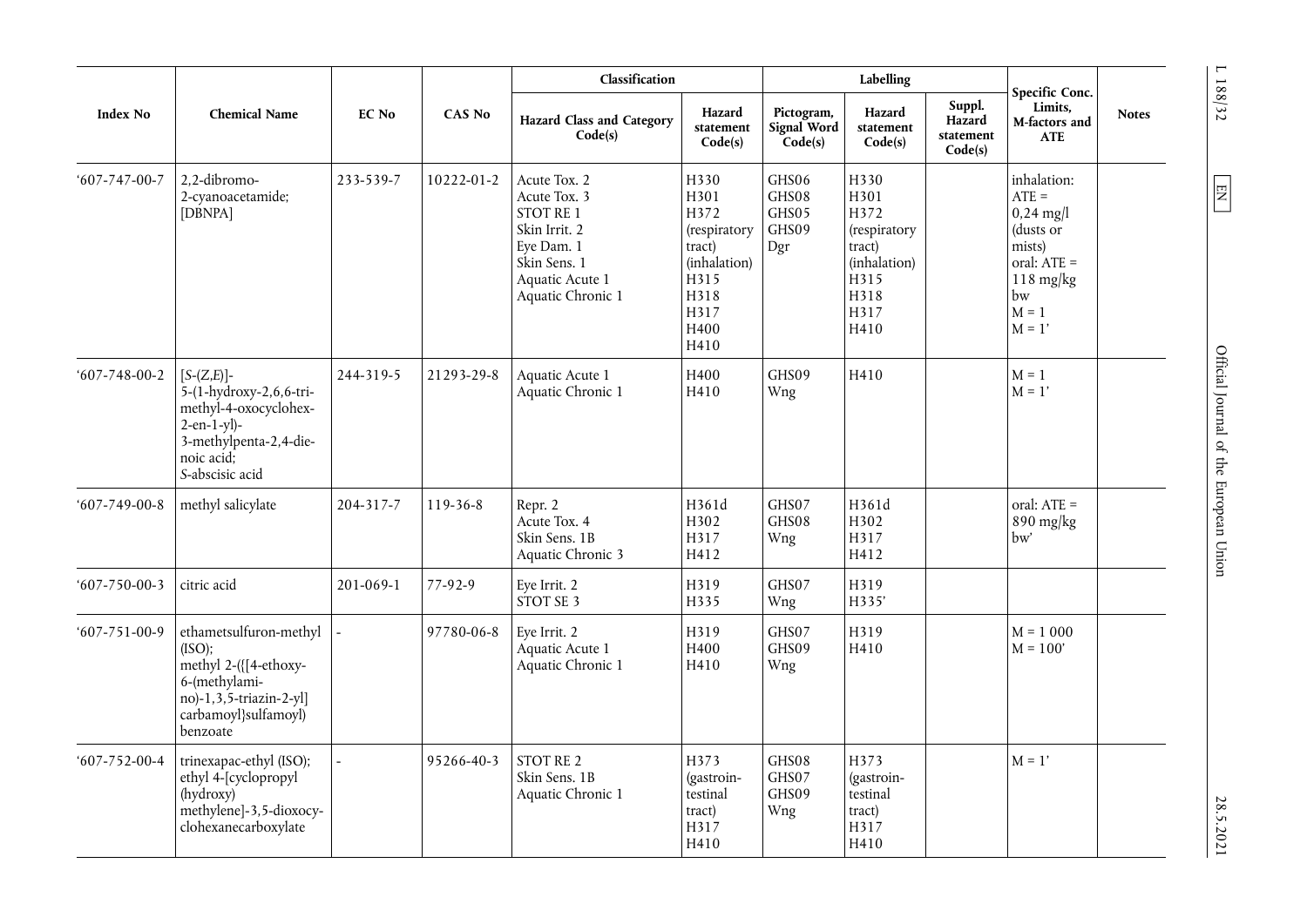| Index No | Chemical Name | EC No | CAS No | Classification | | Labelling | | | Specific Conc. Limits, M-factors and ATE | Notes |
|---|---|---|---|---|---|---|---|---|---|---|
| | | | | Hazard Class and Category Code(s) | Hazard statement Code(s) | Pictogram, Signal Word Code(s) | Hazard statement Code(s) | Suppl. Hazard statement Code(s) | | |
| ‘607-747-00-7 | 2,2-dibromo-2-cyanoacetamide; [DBNPA] | 233-539-7 | 10222-01-2 | Acute Tox. 2<br>Acute Tox. 3<br>STOT RE 1<br>Skin Irrit. 2<br>Eye Dam. 1<br>Skin Sens. 1<br>Aquatic Acute 1<br>Aquatic Chronic 1 | H330<br>H301<br>H372 (respiratory tract) (inhalation)<br>H315<br>H318<br>H317<br>H400<br>H410 | GHS06<br>GHS08<br>GHS05<br>GHS09<br>Dgr | H330<br>H301<br>H372 (respiratory tract) (inhalation)<br>H315<br>H318<br>H317<br>H410 | | inhalation: ATE = 0,24 mg/l (dusts or mists)<br>oral: ATE = 118 mg/kg bw<br>M = 1<br>M = 1’ | |
| ‘607-748-00-2 | [*S*-(*Z*,*E*)]-5-(1-hydroxy-2,6,6-trimethyl-4-oxocyclohex-2-en-1-yl)-3-methylpenta-2,4-dienoic acid; *S*-abscisic acid | 244-319-5 | 21293-29-8 | Aquatic Acute 1<br>Aquatic Chronic 1 | H400<br>H410 | GHS09<br>Wng | H410 | | M = 1<br>M = 1’ | |
| ‘607-749-00-8 | methyl salicylate | 204-317-7 | 119-36-8 | Repr. 2<br>Acute Tox. 4<br>Skin Sens. 1B<br>Aquatic Chronic 3 | H361d<br>H302<br>H317<br>H412 | GHS07<br>GHS08<br>Wng | H361d<br>H302<br>H317<br>H412 | | oral: ATE = 890 mg/kg bw’ | |
| ‘607-750-00-3 | citric acid | 201-069-1 | 77-92-9 | Eye Irrit. 2<br>STOT SE 3 | H319<br>H335 | GHS07<br>Wng | H319<br>H335’ | | | |
| ‘607-751-00-9 | ethametsulfuron-methyl (ISO); methyl 2-({[4-ethoxy-6-(methylamino)-1,3,5-triazin-2-yl] carbamoyl}sulfamoyl) benzoate | - | 97780-06-8 | Eye Irrit. 2<br>Aquatic Acute 1<br>Aquatic Chronic 1 | H319<br>H400<br>H410 | GHS07<br>GHS09<br>Wng | H319<br>H410 | | M = 1 000<br>M = 100’ | |
| ‘607-752-00-4 | trinexapac-ethyl (ISO); ethyl 4-[cyclopropyl (hydroxy) methylene]-3,5-dioxocyclohexanecarboxylate | - | 95266-40-3 | STOT RE 2<br>Skin Sens. 1B<br>Aquatic Chronic 1 | H373 (gastrointestinal tract)<br>H317<br>H410 | GHS08<br>GHS07<br>GHS09<br>Wng | H373 (gastrointestinal tract)<br>H317<br>H410 | | M = 1’ | |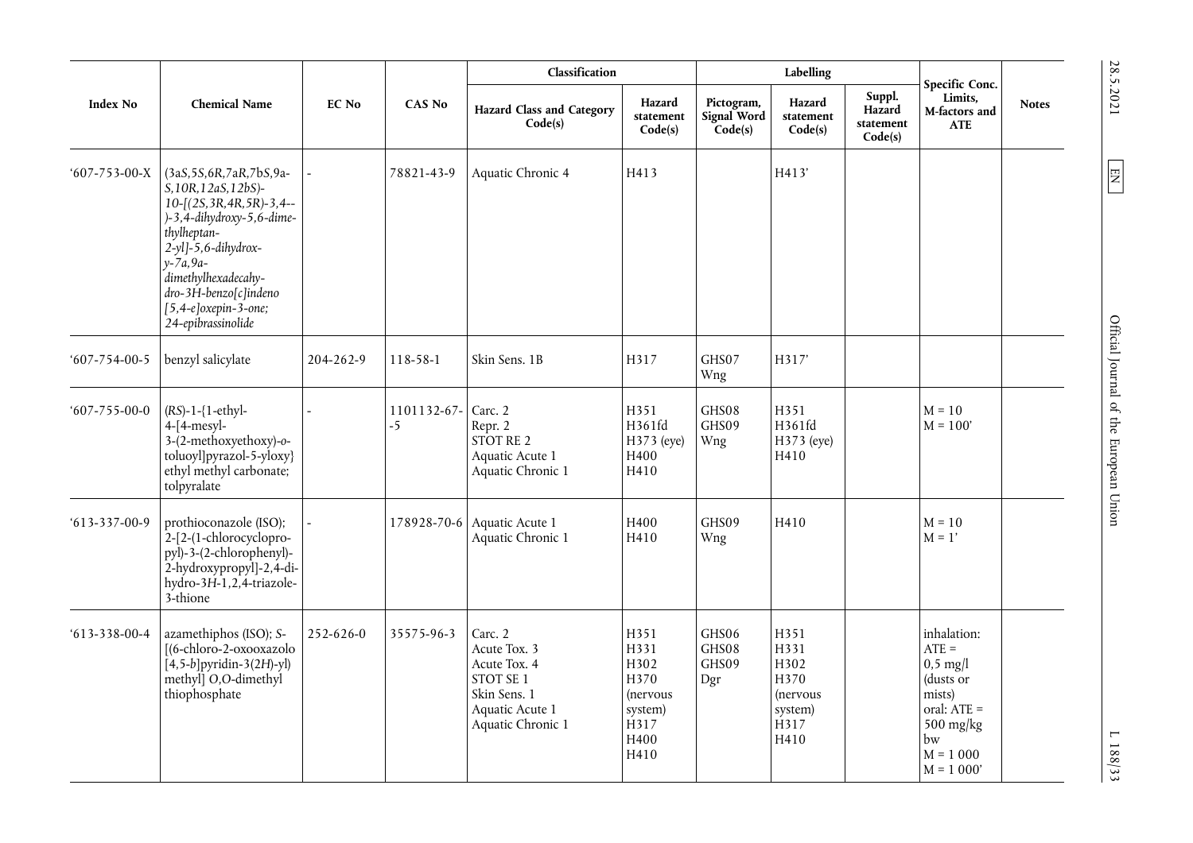| Index No | Chemical Name | EC No | CAS No | Classification | | Labelling | | | Specific Conc. Limits, M-factors and ATE | Notes |
|---|---|---|---|---|---|---|---|---|---|---|
| | | | | Hazard Class and Category Code(s) | Hazard statement Code(s) | Pictogram, Signal Word Code(s) | Hazard statement Code(s) | Suppl. Hazard statement Code(s) | | |
| '607-753-00-X | (3a*S*,5*S*,6*R*,7a*R*,7b*S*,9a*S*,10*R*,12a*S*,12b*S*)-10-[(2*S*,3*R*,4*R*,5*R*)-3,4-dihydroxy-5,6-dimethylheptan-2-yl]-5,6-dihydroxy-7a,9a-dimethylhexadecahydro-3*H*-benzo[*c*]indeno[5,4-*e*]oxepin-3-one; 24-epibrassinolide | - | 78821-43-9 | Aquatic Chronic 4 | H413 | | H413' | | | |
| '607-754-00-5 | benzyl salicylate | 204-262-9 | 118-58-1 | Skin Sens. 1B | H317 | GHS07 Wng | H317' | | | |
| '607-755-00-0 | (*RS*)-1-{1-ethyl-4-[4-mesyl-3-(2-methoxyethoxy)-*o*-toluoyl]pyrazol-5-yloxy}ethyl methyl carbonate; tolpyralate | - | 1101132-67--5 | Carc. 2<br>Repr. 2<br>STOT RE 2<br>Aquatic Acute 1<br>Aquatic Chronic 1 | H351<br>H361fd<br>H373 (eye)<br>H400<br>H410 | GHS08<br>GHS09<br>Wng | H351<br>H361fd<br>H373 (eye)<br>H410 | | M = 10<br>M = 100' | |
| '613-337-00-9 | prothioconazole (ISO); 2-[2-(1-chlorocyclopropyl)-3-(2-chlorophenyl)-2-hydroxypropyl]-2,4-dihydro-3*H*-1,2,4-triazole-3-thione | - | 178928-70-6 | Aquatic Acute 1<br>Aquatic Chronic 1 | H400<br>H410 | GHS09<br>Wng | H410 | | M = 10<br>M = 1' | |
| '613-338-00-4 | azamethiphos (ISO); *S*-[(6-chloro-2-oxooxazolo[4,5-*b*]pyridin-3(2*H*)-yl)methyl] *O*,*O*-dimethyl thiophosphate | 252-626-0 | 35575-96-3 | Carc. 2<br>Acute Tox. 3<br>Acute Tox. 4<br>STOT SE 1<br>Skin Sens. 1<br>Aquatic Acute 1<br>Aquatic Chronic 1 | H351<br>H331<br>H302<br>H370 (nervous system)<br>H317<br>H400<br>H410 | GHS06<br>GHS08<br>GHS09<br>Dgr | H351<br>H331<br>H302<br>H370 (nervous system)<br>H317<br>H410 | | inhalation: ATE = 0,5 mg/l (dusts or mists)<br>oral: ATE = 500 mg/kg bw<br>M = 1 000<br>M = 1 000' | |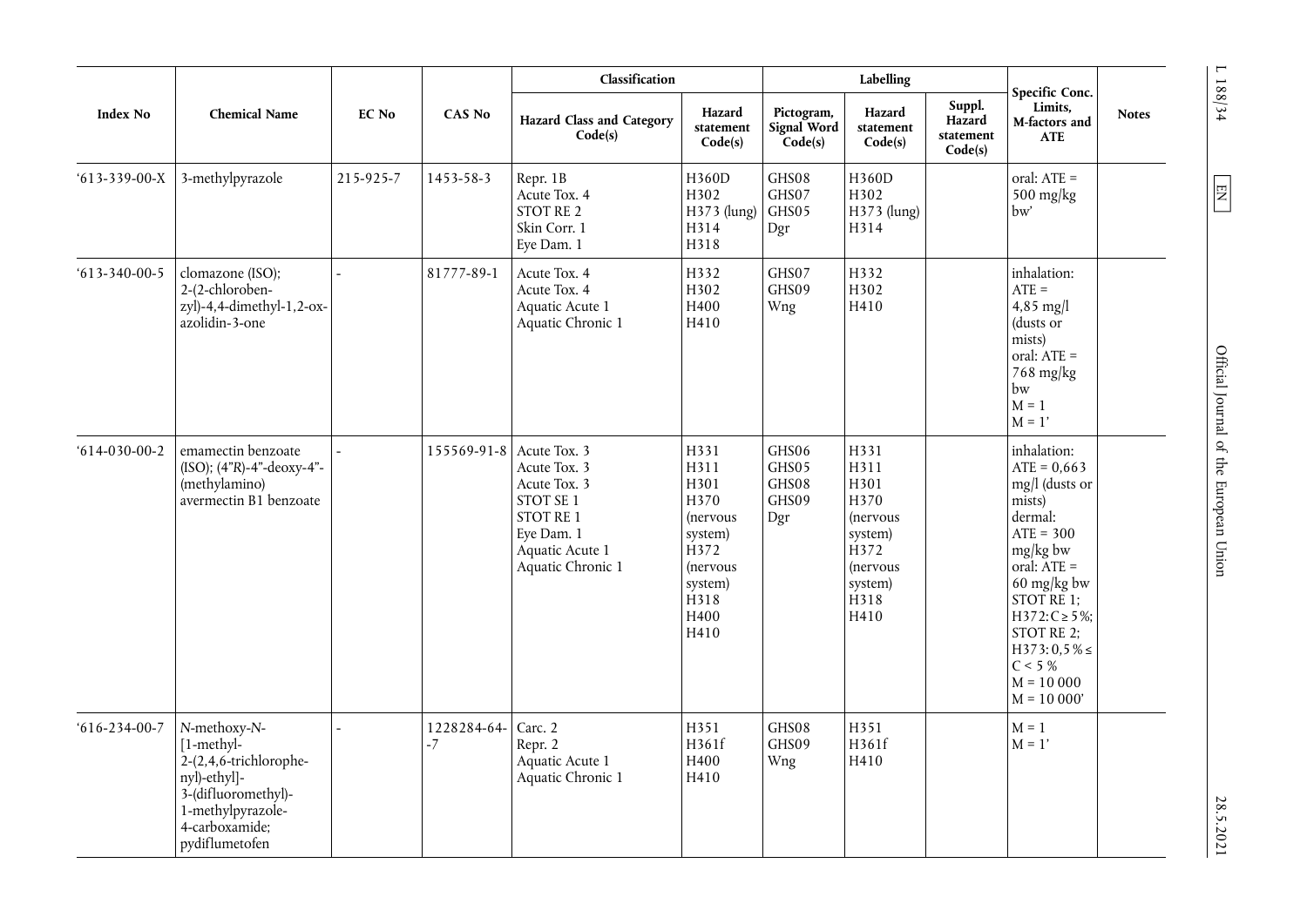| Index No | Chemical Name | EC No | CAS No | Classification | | Labelling | | | Specific Conc. Limits, M-factors and ATE | Notes |
|---|---|---|---|---|---|---|---|---|---|---|
| | | | | Hazard Class and Category Code(s) | Hazard statement Code(s) | Pictogram, Signal Word Code(s) | Hazard statement Code(s) | Suppl. Hazard statement Code(s) | | |
| '613-339-00-X | 3-methylpyrazole | 215-925-7 | 1453-58-3 | Repr. 1B<br>Acute Tox. 4<br>STOT RE 2<br>Skin Corr. 1<br>Eye Dam. 1 | H360D<br>H302<br>H373 (lung)<br>H314<br>H318 | GHS08<br>GHS07<br>GHS05<br>Dgr | H360D<br>H302<br>H373 (lung)<br>H314 | | oral: ATE = 500 mg/kg bw' | |
| '613-340-00-5 | clomazone (ISO); 2-(2-chlorobenzyl)-4,4-dimethyl-1,2-oxazolidin-3-one | - | 81777-89-1 | Acute Tox. 4<br>Acute Tox. 4<br>Aquatic Acute 1<br>Aquatic Chronic 1 | H332<br>H302<br>H400<br>H410 | GHS07<br>GHS09<br>Wng | H332<br>H302<br>H410 | | inhalation: ATE = 4,85 mg/l (dusts or mists)<br>oral: ATE = 768 mg/kg bw<br>M = 1<br>M = 1' | |
| '614-030-00-2 | emamectin benzoate (ISO); (4"*R*)-4"-deoxy-4"-(methylamino) avermectin B1 benzoate | - | 155569-91-8 | Acute Tox. 3<br>Acute Tox. 3<br>Acute Tox. 3<br>STOT SE 1<br>STOT RE 1<br>Eye Dam. 1<br>Aquatic Acute 1<br>Aquatic Chronic 1 | H331<br>H311<br>H301<br>H370 (nervous system)<br>H372 (nervous system)<br>H318<br>H400<br>H410 | GHS06<br>GHS05<br>GHS08<br>GHS09<br>Dgr | H331<br>H311<br>H301<br>H370 (nervous system)<br>H372 (nervous system)<br>H318<br>H410 | | inhalation: ATE = 0,663 mg/l (dusts or mists)<br>dermal: ATE = 300 mg/kg bw<br>oral: ATE = 60 mg/kg bw<br>STOT RE 1; H372: C ≥ 5 %;<br>STOT RE 2; H373: 0,5 % ≤ C < 5 %<br>M = 10 000<br>M = 10 000' | |
| '616-234-00-7 | *N*-methoxy-*N*-[1-methyl-2-(2,4,6-trichlorophenyl)-ethyl]-3-(difluoromethyl)-1-methylpyrazole-4-carboxamide; pydiflumetofen | - | 1228284-64-7 | Carc. 2<br>Repr. 2<br>Aquatic Acute 1<br>Aquatic Chronic 1 | H351<br>H361f<br>H400<br>H410 | GHS08<br>GHS09<br>Wng | H351<br>H361f<br>H410 | | M = 1<br>M = 1' | |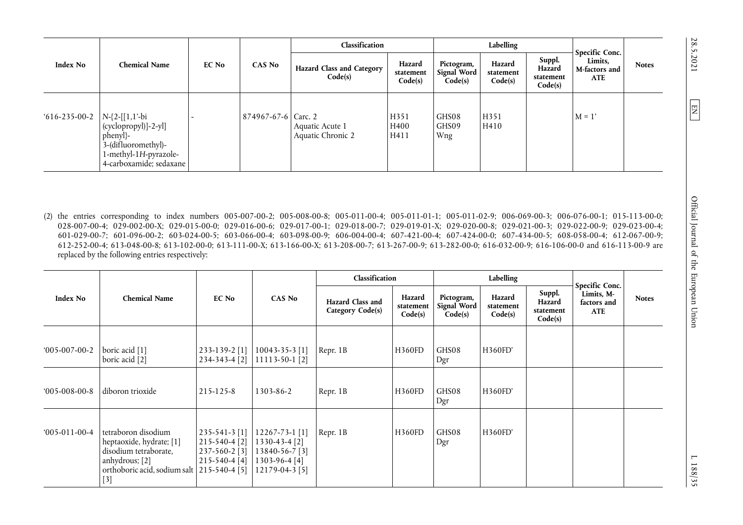| Index No | Chemical Name | EC No | CAS No | Classification | | Labelling | | | Specific Conc. Limits, M-factors and ATE | Notes |
|---|---|---|---|---|---|---|---|---|---|---|
| | | | | Hazard Class and Category Code(s) | Hazard statement Code(s) | Pictogram, Signal Word Code(s) | Hazard statement Code(s) | Suppl. Hazard statement Code(s) | | |
| '616-235-00-2 | *N*-{2-[[1,1'-bi (cyclopropyl)]-2-yl] phenyl}- 3-(difluoromethyl)- 1-methyl-1*H*-pyrazole- 4-carboxamide; sedaxane | - | 874967-67-6 | Carc. 2<br>Aquatic Acute 1<br>Aquatic Chronic 2 | H351<br>H400<br>H411 | GHS08<br>GHS09<br>Wng | H351<br>H410 | | M = 1' | |

(2) the entries corresponding to index numbers 005-007-00-2; 005-008-00-8; 005-011-00-4; 005-011-01-1; 005-011-02-9; 006-069-00-3; 006-076-00-1; 015-113-00-0; 028-007-00-4; 029-002-00-X; 029-015-00-0; 029-016-00-6; 029-017-00-1; 029-018-00-7; 029-019-01-X; 029-020-00-8; 029-021-00-3; 029-022-00-9; 029-023-00-4; 601-029-00-7; 601-096-00-2; 603-024-00-5; 603-066-00-4; 603-098-00-9; 606-004-00-4; 607-421-00-4; 607-424-00-0; 607-434-00-5; 608-058-00-4; 612-067-00-9; 612-252-00-4; 613-048-00-8; 613-102-00-0; 613-111-00-X; 613-166-00-X; 613-208-00-7; 613-267-00-9; 613-282-00-0; 616-032-00-9; 616-106-00-0 and 616-113-00-9 are replaced by the following entries respectively:

| Index No | Chemical Name | EC No | CAS No | Classification | | Labelling | | | Specific Conc. Limits, M-factors and ATE | Notes |
|---|---|---|---|---|---|---|---|---|---|---|
| | | | | Hazard Class and Category Code(s) | Hazard statement Code(s) | Pictogram, Signal Word Code(s) | Hazard statement Code(s) | Suppl. Hazard statement Code(s) | | |
| '005-007-00-2 | boric acid [1]<br>boric acid [2] | 233-139-2 [1]<br>234-343-4 [2] | 10043-35-3 [1]<br>11113-50-1 [2] | Repr. 1B | H360FD | GHS08<br>Dgr | H360FD' | | | |
| '005-008-00-8 | diboron trioxide | 215-125-8 | 1303-86-2 | Repr. 1B | H360FD | GHS08<br>Dgr | H360FD' | | | |
| '005-011-00-4 | tetraboron disodium heptaoxide, hydrate; [1]<br>disodium tetraborate, anhydrous; [2]<br>orthoboric acid, sodium salt [3] | 235-541-3 [1]<br>215-540-4 [2]<br>237-560-2 [3]<br>215-540-4 [4]<br>215-540-4 [5] | 12267-73-1 [1]<br>1330-43-4 [2]<br>13840-56-7 [3]<br>1303-96-4 [4]<br>12179-04-3 [5] | Repr. 1B | H360FD | GHS08<br>Dgr | H360FD' | | | |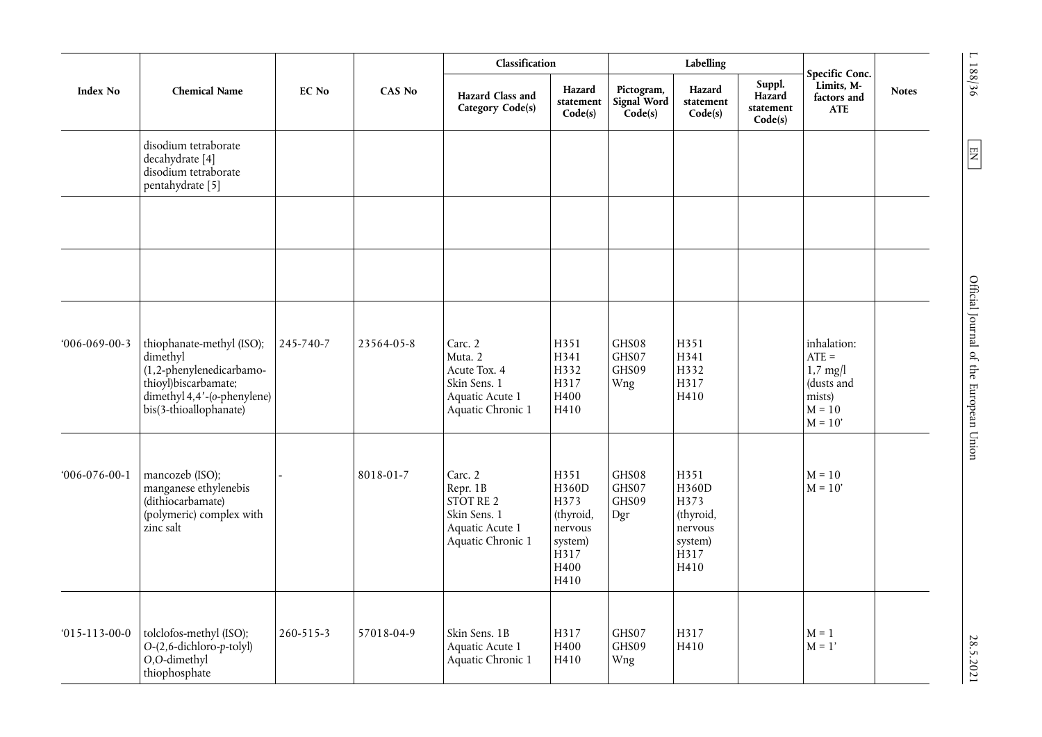| Index No | Chemical Name | EC No | CAS No | Classification | | Labelling | | | Specific Conc. Limits, M-factors and ATE | Notes |
|---|---|---|---|---|---|---|---|---|---|---|
| | | | | Hazard Class and Category Code(s) | Hazard statement Code(s) | Pictogram, Signal Word Code(s) | Hazard statement Code(s) | Suppl. Hazard statement Code(s) | | |
| | disodium tetraborate decahydrate [4] disodium tetraborate pentahydrate [5] | | | | | | | | | |
| | | | | | | | | | | |
| | | | | | | | | | | |
| '006-069-00-3 | thiophanate-methyl (ISO); dimethyl (1,2-phenylenedicarbamo-thioyl)biscarbamate; dimethyl 4,4′-(*o*-phenylene) bis(3-thioallophanate) | 245-740-7 | 23564-05-8 | Carc. 2 Muta. 2 Acute Tox. 4 Skin Sens. 1 Aquatic Acute 1 Aquatic Chronic 1 | H351 H341 H332 H317 H400 H410 | GHS08 GHS07 GHS09 Wng | H351 H341 H332 H317 H410 | | inhalation: ATE = 1,7 mg/l (dusts and mists) M = 10 M = 10' | |
| '006-076-00-1 | mancozeb (ISO); manganese ethylenebis (dithiocarbamate) (polymeric) complex with zinc salt | - | 8018-01-7 | Carc. 2 Repr. 1B STOT RE 2 Skin Sens. 1 Aquatic Acute 1 Aquatic Chronic 1 | H351 H360D H373 (thyroid, nervous system) H317 H400 H410 | GHS08 GHS07 GHS09 Dgr | H351 H360D H373 (thyroid, nervous system) H317 H410 | | M = 10 M = 10' | |
| '015-113-00-0 | tolclofos-methyl (ISO); O-(2,6-dichloro-p-tolyl) O,O-dimethyl thiophosphate | 260-515-3 | 57018-04-9 | Skin Sens. 1B Aquatic Acute 1 Aquatic Chronic 1 | H317 H400 H410 | GHS07 GHS09 Wng | H317 H410 | | M = 1 M = 1' | |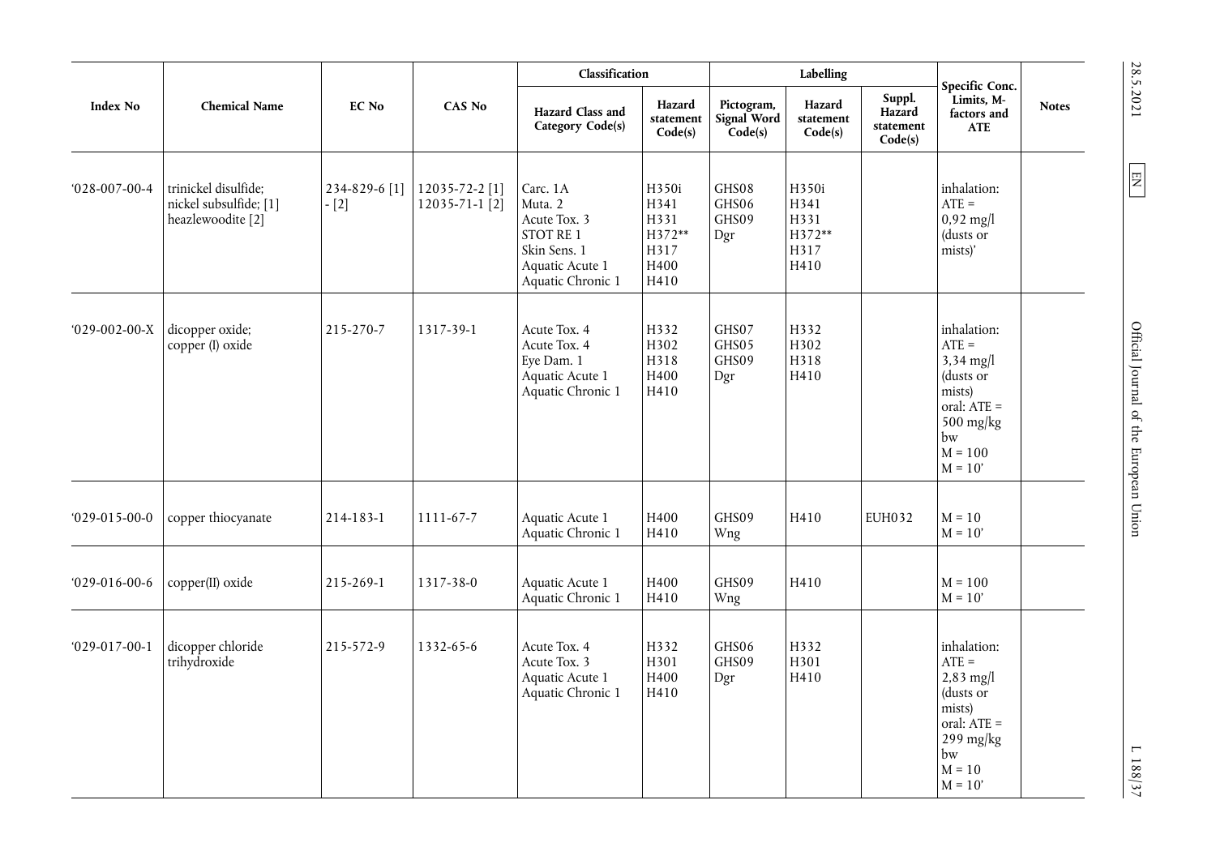| Index No | Chemical Name | EC No | CAS No | Classification | | Labelling | | | Specific Conc. Limits, M-factors and ATE | Notes |
|---|---|---|---|---|---|---|---|---|---|---|
| | | | | Hazard Class and Category Code(s) | Hazard statement Code(s) | Pictogram, Signal Word Code(s) | Hazard statement Code(s) | Suppl. Hazard statement Code(s) | | |
| '028-007-00-4 | trinickel disulfide; nickel subsulfide; [1] heazlewoodite [2] | 234-829-6 [1] - [2] | 12035-72-2 [1] 12035-71-1 [2] | Carc. 1A Muta. 2 Acute Tox. 3 STOT RE 1 Skin Sens. 1 Aquatic Acute 1 Aquatic Chronic 1 | H350i H341 H331 H372** H317 H400 H410 | GHS08 GHS06 GHS09 Dgr | H350i H341 H331 H372** H317 H410 | | inhalation: ATE = 0,92 mg/l (dusts or mists)' | |
| '029-002-00-X | dicopper oxide; copper (I) oxide | 215-270-7 | 1317-39-1 | Acute Tox. 4 Acute Tox. 4 Eye Dam. 1 Aquatic Acute 1 Aquatic Chronic 1 | H332 H302 H318 H400 H410 | GHS07 GHS05 GHS09 Dgr | H332 H302 H318 H410 | | inhalation: ATE = 3,34 mg/l (dusts or mists) oral: ATE = 500 mg/kg bw M = 100 M = 10' | |
| '029-015-00-0 | copper thiocyanate | 214-183-1 | 1111-67-7 | Aquatic Acute 1 Aquatic Chronic 1 | H400 H410 | GHS09 Wng | H410 | EUH032 | M = 10 M = 10' | |
| '029-016-00-6 | copper(II) oxide | 215-269-1 | 1317-38-0 | Aquatic Acute 1 Aquatic Chronic 1 | H400 H410 | GHS09 Wng | H410 | | M = 100 M = 10' | |
| '029-017-00-1 | dicopper chloride trihydroxide | 215-572-9 | 1332-65-6 | Acute Tox. 4 Acute Tox. 3 Aquatic Acute 1 Aquatic Chronic 1 | H332 H301 H400 H410 | GHS06 GHS09 Dgr | H332 H301 H410 | | inhalation: ATE = 2,83 mg/l (dusts or mists) oral: ATE = 299 mg/kg bw M = 10 M = 10' | |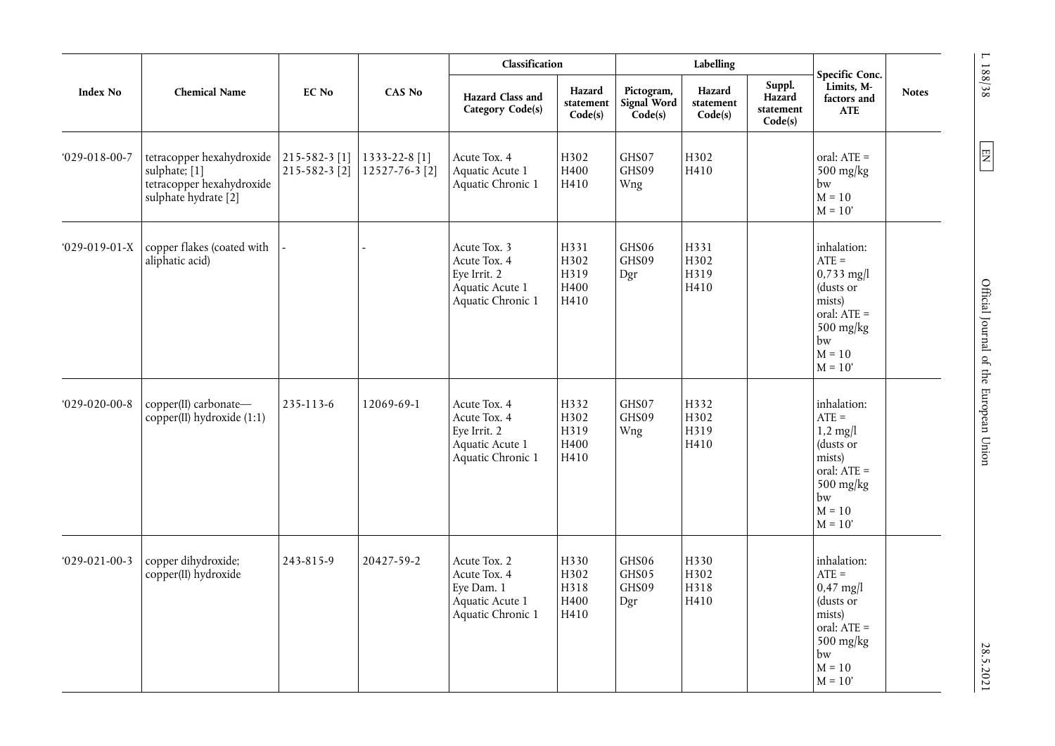| Index No | Chemical Name | EC No | CAS No | Classification | | Labelling | | | Specific Conc. Limits, M-factors and ATE | Notes |
|---|---|---|---|---|---|---|---|---|---|---|
| | | | | Hazard Class and Category Code(s) | Hazard statement Code(s) | Pictogram, Signal Word Code(s) | Hazard statement Code(s) | Suppl. Hazard statement Code(s) | | |
| '029-018-00-7 | tetracopper hexahydroxide sulphate; [1] tetracopper hexahydroxide sulphate hydrate [2] | 215-582-3 [1] 215-582-3 [2] | 1333-22-8 [1] 12527-76-3 [2] | Acute Tox. 4 Aquatic Acute 1 Aquatic Chronic 1 | H302 H400 H410 | GHS07 GHS09 Wng | H302 H410 | | oral: ATE = 500 mg/kg bw M = 10 M = 10' | |
| '029-019-01-X | copper flakes (coated with aliphatic acid) | - | - | Acute Tox. 3 Acute Tox. 4 Eye Irrit. 2 Aquatic Acute 1 Aquatic Chronic 1 | H331 H302 H319 H400 H410 | GHS06 GHS09 Dgr | H331 H302 H319 H410 | | inhalation: ATE = 0,733 mg/l (dusts or mists) oral: ATE = 500 mg/kg bw M = 10 M = 10' | |
| '029-020-00-8 | copper(II) carbonate—copper(II) hydroxide (1:1) | 235-113-6 | 12069-69-1 | Acute Tox. 4 Acute Tox. 4 Eye Irrit. 2 Aquatic Acute 1 Aquatic Chronic 1 | H332 H302 H319 H400 H410 | GHS07 GHS09 Wng | H332 H302 H319 H410 | | inhalation: ATE = 1,2 mg/l (dusts or mists) oral: ATE = 500 mg/kg bw M = 10 M = 10' | |
| '029-021-00-3 | copper dihydroxide; copper(II) hydroxide | 243-815-9 | 20427-59-2 | Acute Tox. 2 Acute Tox. 4 Eye Dam. 1 Aquatic Acute 1 Aquatic Chronic 1 | H330 H302 H318 H400 H410 | GHS06 GHS05 GHS09 Dgr | H330 H302 H318 H410 | | inhalation: ATE = 0,47 mg/l (dusts or mists) oral: ATE = 500 mg/kg bw M = 10 M = 10' | |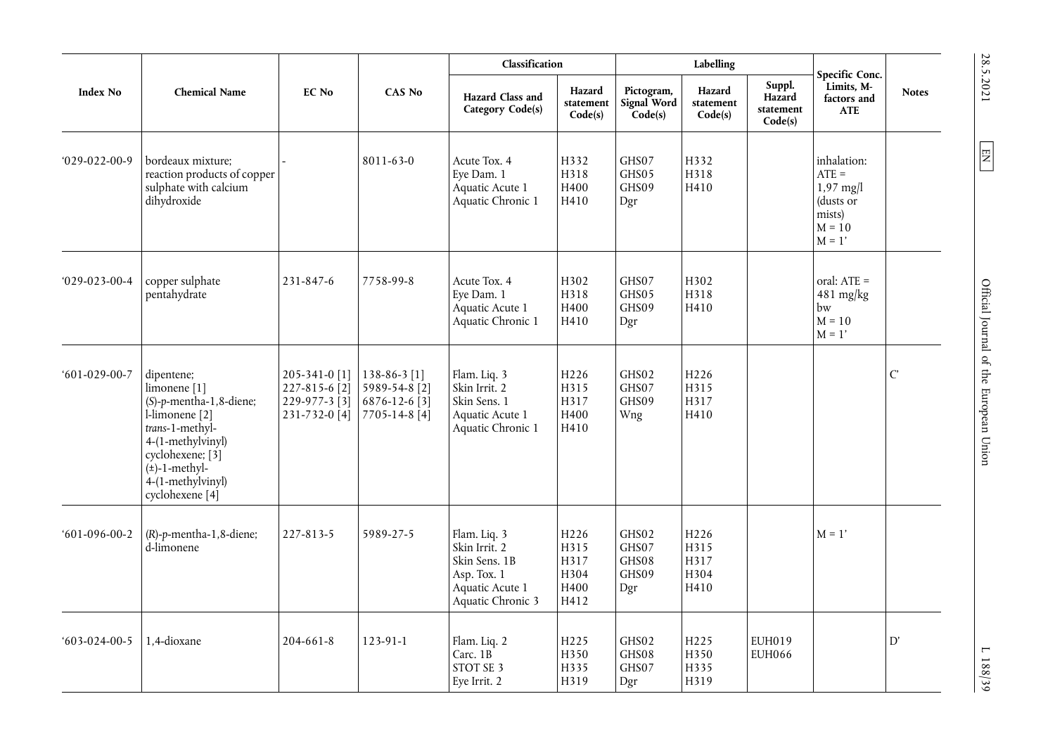| Index No | Chemical Name | EC No | CAS No | Classification | | Labelling | | | Specific Conc. Limits, M-factors and ATE | Notes |
|---|---|---|---|---|---|---|---|---|---|---|
| | | | | Hazard Class and Category Code(s) | Hazard statement Code(s) | Pictogram, Signal Word Code(s) | Hazard statement Code(s) | Suppl. Hazard statement Code(s) | | |
| '029-022-00-9 | bordeaux mixture; reaction products of copper sulphate with calcium dihydroxide | - | 8011-63-0 | Acute Tox. 4<br>Eye Dam. 1<br>Aquatic Acute 1<br>Aquatic Chronic 1 | H332<br>H318<br>H400<br>H410 | GHS07<br>GHS05<br>GHS09<br>Dgr | H332<br>H318<br>H410 | | inhalation: ATE = 1,97 mg/l (dusts or mists)<br>M = 10<br>M = 1' | |
| '029-023-00-4 | copper sulphate pentahydrate | 231-847-6 | 7758-99-8 | Acute Tox. 4<br>Eye Dam. 1<br>Aquatic Acute 1<br>Aquatic Chronic 1 | H302<br>H318<br>H400<br>H410 | GHS07<br>GHS05<br>GHS09<br>Dgr | H302<br>H318<br>H410 | | oral: ATE = 481 mg/kg bw<br>M = 10<br>M = 1' | |
| '601-029-00-7 | dipentene;<br>limonene [1]<br>(*S*)-*p*-mentha-1,8-diene;<br>l-limonene [2]<br>*trans*-1-methyl-4-(1-methylvinyl) cyclohexene; [3]<br>(±)-1-methyl-4-(1-methylvinyl) cyclohexene [4] | 205-341-0 [1]<br>227-815-6 [2]<br>229-977-3 [3]<br>231-732-0 [4] | 138-86-3 [1]<br>5989-54-8 [2]<br>6876-12-6 [3]<br>7705-14-8 [4] | Flam. Liq. 3<br>Skin Irrit. 2<br>Skin Sens. 1<br>Aquatic Acute 1<br>Aquatic Chronic 1 | H226<br>H315<br>H317<br>H400<br>H410 | GHS02<br>GHS07<br>GHS09<br>Wng | H226<br>H315<br>H317<br>H410 | | | C' |
| '601-096-00-2 | (*R*)-*p*-mentha-1,8-diene;<br>d-limonene | 227-813-5 | 5989-27-5 | Flam. Liq. 3<br>Skin Irrit. 2<br>Skin Sens. 1B<br>Asp. Tox. 1<br>Aquatic Acute 1<br>Aquatic Chronic 3 | H226<br>H315<br>H317<br>H304<br>H400<br>H412 | GHS02<br>GHS07<br>GHS08<br>GHS09<br>Dgr | H226<br>H315<br>H317<br>H304<br>H410 | | M = 1' | |
| '603-024-00-5 | 1,4-dioxane | 204-661-8 | 123-91-1 | Flam. Liq. 2<br>Carc. 1B<br>STOT SE 3<br>Eye Irrit. 2 | H225<br>H350<br>H335<br>H319 | GHS02<br>GHS08<br>GHS07<br>Dgr | H225<br>H350<br>H335<br>H319 | EUH019<br>EUH066 | | D' |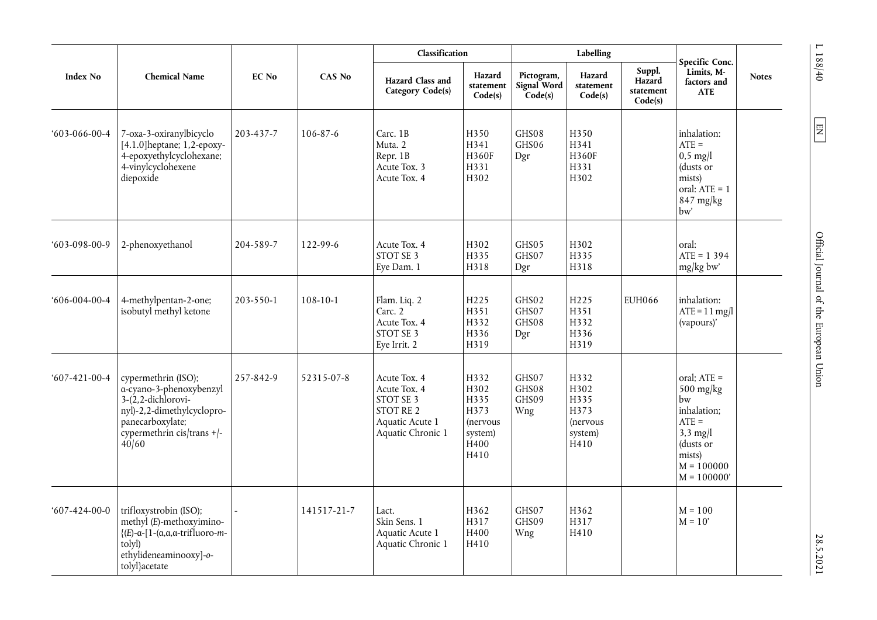| Index No | Chemical Name | EC No | CAS No | Classification | | Labelling | | | Specific Conc. Limits, M-factors and ATE | Notes |
|---|---|---|---|---|---|---|---|---|---|---|
| | | | | Hazard Class and Category Code(s) | Hazard statement Code(s) | Pictogram, Signal Word Code(s) | Hazard statement Code(s) | Suppl. Hazard statement Code(s) | | |
| ‘603-066-00-4 | 7-oxa-3-oxiranylbicyclo [4.1.0]heptane; 1,2-epoxy-4-epoxyethylcyclohexane; 4-vinylcyclohexene diepoxide | 203-437-7 | 106-87-6 | Carc. 1B<br>Muta. 2<br>Repr. 1B<br>Acute Tox. 3<br>Acute Tox. 4 | H350<br>H341<br>H360F<br>H331<br>H302 | GHS08<br>GHS06<br>Dgr | H350<br>H341<br>H360F<br>H331<br>H302 | | inhalation: ATE = 0,5 mg/l (dusts or mists)<br>oral: ATE = 1 847 mg/kg bw’ | |
| ‘603-098-00-9 | 2-phenoxyethanol | 204-589-7 | 122-99-6 | Acute Tox. 4<br>STOT SE 3<br>Eye Dam. 1 | H302<br>H335<br>H318 | GHS05<br>GHS07<br>Dgr | H302<br>H335<br>H318 | | oral: ATE = 1 394 mg/kg bw’ | |
| ‘606-004-00-4 | 4-methylpentan-2-one; isobutyl methyl ketone | 203-550-1 | 108-10-1 | Flam. Liq. 2<br>Carc. 2<br>Acute Tox. 4<br>STOT SE 3<br>Eye Irrit. 2 | H225<br>H351<br>H332<br>H336<br>H319 | GHS02<br>GHS07<br>GHS08<br>Dgr | H225<br>H351<br>H332<br>H336<br>H319 | EUH066 | inhalation: ATE = 11 mg/l (vapours)’ | |
| ‘607-421-00-4 | cypermethrin (ISO); α-cyano-3-phenoxybenzyl 3-(2,2-dichlorovinyl)-2,2-dimethylcyclopropanecarboxylate; cypermethrin cis/trans +/- 40/60 | 257-842-9 | 52315-07-8 | Acute Tox. 4<br>Acute Tox. 4<br>STOT SE 3<br>STOT RE 2<br>Aquatic Acute 1<br>Aquatic Chronic 1 | H332<br>H302<br>H335<br>H373 (nervous system)<br>H400<br>H410 | GHS07<br>GHS08<br>GHS09<br>Wng | H332<br>H302<br>H335<br>H373 (nervous system)<br>H410 | | oral; ATE = 500 mg/kg bw<br>inhalation; ATE = 3,3 mg/l (dusts or mists)<br>M = 100000<br>M = 100000’ | |
| ‘607-424-00-0 | trifloxystrobin (ISO); methyl (*E*)-methoxyimino-{(*E*)-α-[1-(α,α,α-trifluoro-*m*-tolyl) ethylideneaminooxy]-*o*-tolyl}acetate | - | 141517-21-7 | Lact.<br>Skin Sens. 1<br>Aquatic Acute 1<br>Aquatic Chronic 1 | H362<br>H317<br>H400<br>H410 | GHS07<br>GHS09<br>Wng | H362<br>H317<br>H410 | | M = 100<br>M = 10’ | |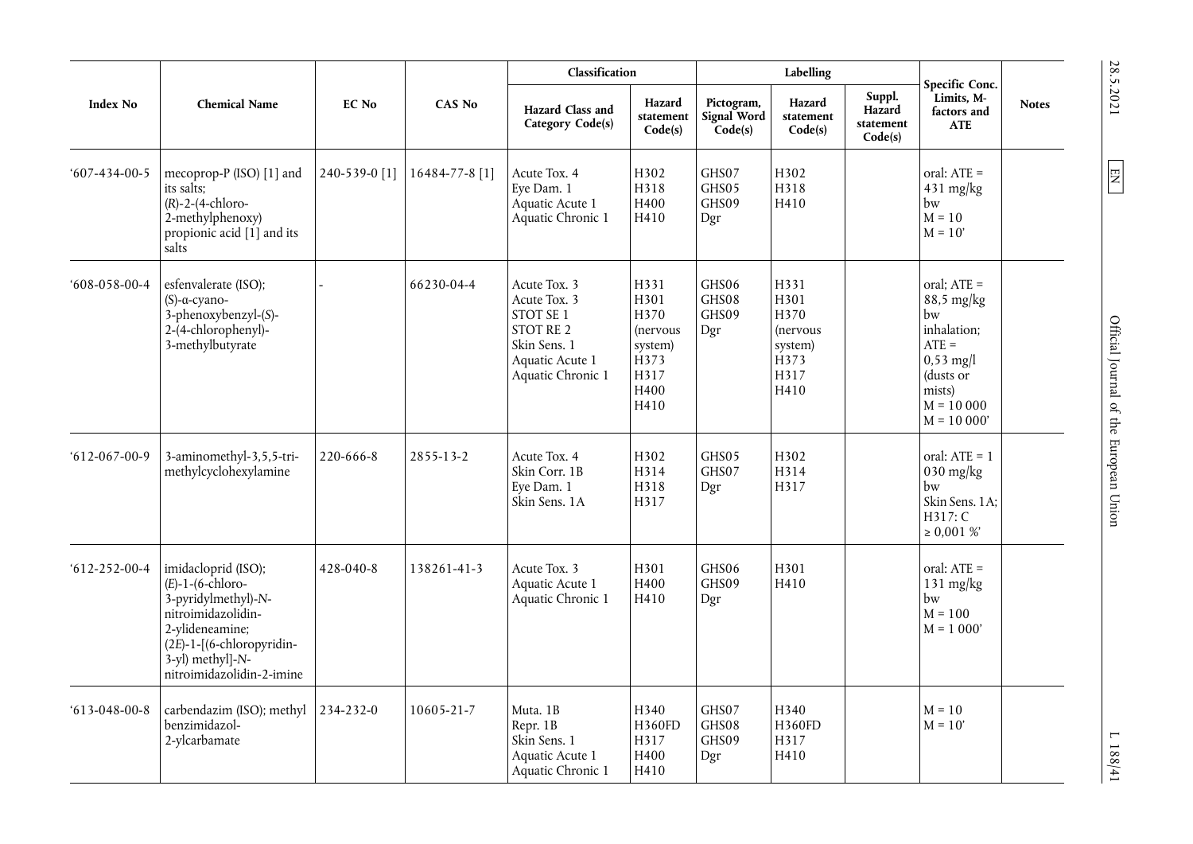| Index No | Chemical Name | EC No | CAS No | Classification | | Labelling | | | Specific Conc. Limits, M-factors and ATE | Notes |
|---|---|---|---|---|---|---|---|---|---|---|
| | | | | Hazard Class and Category Code(s) | Hazard statement Code(s) | Pictogram, Signal Word Code(s) | Hazard statement Code(s) | Suppl. Hazard statement Code(s) | | |
| '607-434-00-5 | mecoprop-P (ISO) [1] and its salts; (*R*)-2-(4-chloro-2-methylphenoxy) propionic acid [1] and its salts | 240-539-0 [1] | 16484-77-8 [1] | Acute Tox. 4<br>Eye Dam. 1<br>Aquatic Acute 1<br>Aquatic Chronic 1 | H302<br>H318<br>H400<br>H410 | GHS07<br>GHS05<br>GHS09<br>Dgr | H302<br>H318<br>H410 | | oral: ATE = 431 mg/kg bw<br>M = 10<br>M = 10' | |
| '608-058-00-4 | esfenvalerate (ISO); (*S*)-α-cyano-3-phenoxybenzyl-(*S*)-2-(4-chlorophenyl)-3-methylbutyrate | - | 66230-04-4 | Acute Tox. 3<br>Acute Tox. 3<br>STOT SE 1<br>STOT RE 2<br>Skin Sens. 1<br>Aquatic Acute 1<br>Aquatic Chronic 1 | H331<br>H301<br>H370 (nervous system)<br>H373<br>H317<br>H400<br>H410 | GHS06<br>GHS08<br>GHS09<br>Dgr | H331<br>H301<br>H370 (nervous system)<br>H373<br>H317<br>H410 | | oral; ATE = 88,5 mg/kg bw<br>inhalation; ATE = 0,53 mg/l (dusts or mists)<br>M = 10 000<br>M = 10 000' | |
| '612-067-00-9 | 3-aminomethyl-3,5,5-trimethylcyclohexylamine | 220-666-8 | 2855-13-2 | Acute Tox. 4<br>Skin Corr. 1B<br>Eye Dam. 1<br>Skin Sens. 1A | H302<br>H314<br>H318<br>H317 | GHS05<br>GHS07<br>Dgr | H302<br>H314<br>H317 | | oral: ATE = 1 030 mg/kg bw<br>Skin Sens. 1A; H317: C ≥ 0,001 %' | |
| '612-252-00-4 | imidacloprid (ISO); (*E*)-1-(6-chloro-3-pyridylmethyl)-N-nitroimidazolidin-2-ylideneamine; (2*E*)-1-[(6-chloropyridin-3-yl) methyl]-N-nitroimidazolidin-2-imine | 428-040-8 | 138261-41-3 | Acute Tox. 3<br>Aquatic Acute 1<br>Aquatic Chronic 1 | H301<br>H400<br>H410 | GHS06<br>GHS09<br>Dgr | H301<br>H410 | | oral: ATE = 131 mg/kg bw<br>M = 100<br>M = 1 000' | |
| '613-048-00-8 | carbendazim (ISO); methyl benzimidazol-2-ylcarbamate | 234-232-0 | 10605-21-7 | Muta. 1B<br>Repr. 1B<br>Skin Sens. 1<br>Aquatic Acute 1<br>Aquatic Chronic 1 | H340<br>H360FD<br>H317<br>H400<br>H410 | GHS07<br>GHS08<br>GHS09<br>Dgr | H340<br>H360FD<br>H317<br>H410 | | M = 10<br>M = 10' | |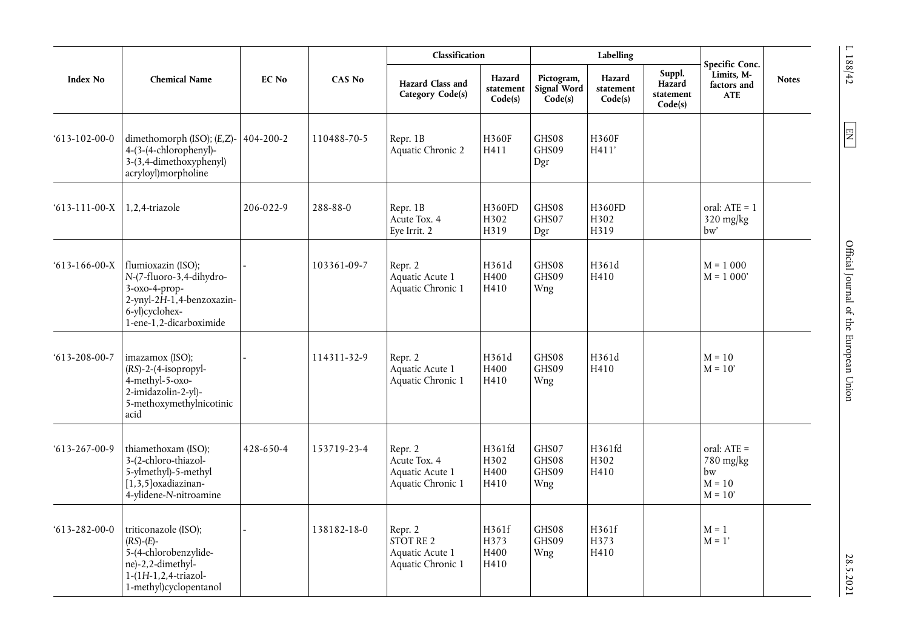| Index No | Chemical Name | EC No | CAS No | Classification | | Labelling | | | Specific Conc. Limits, M-factors and ATE | Notes |
|---|---|---|---|---|---|---|---|---|---|---|
| | | | | Hazard Class and Category Code(s) | Hazard statement Code(s) | Pictogram, Signal Word Code(s) | Hazard statement Code(s) | Suppl. Hazard statement Code(s) | | |
| ‘613-102-00-0 | dimethomorph (ISO); (*E*,*Z*)-4-(3-(4-chlorophenyl)-3-(3,4-dimethoxyphenyl) acryloyl)morpholine | 404-200-2 | 110488-70-5 | Repr. 1B<br>Aquatic Chronic 2 | H360F<br>H411 | GHS08<br>GHS09<br>Dgr | H360F<br>H411’ | | | |
| ‘613-111-00-X | 1,2,4-triazole | 206-022-9 | 288-88-0 | Repr. 1B<br>Acute Tox. 4<br>Eye Irrit. 2 | H360FD<br>H302<br>H319 | GHS08<br>GHS07<br>Dgr | H360FD<br>H302<br>H319 | | oral: ATE = 1 320 mg/kg bw’ | |
| ‘613-166-00-X | flumioxazin (ISO); *N*-(7-fluoro-3,4-dihydro-3-oxo-4-prop-2-ynyl-2*H*-1,4-benzoxazin-6-yl)cyclohex-1-ene-1,2-dicarboximide | - | 103361-09-7 | Repr. 2<br>Aquatic Acute 1<br>Aquatic Chronic 1 | H361d<br>H400<br>H410 | GHS08<br>GHS09<br>Wng | H361d<br>H410 | | M = 1 000<br>M = 1 000’ | |
| ‘613-208-00-7 | imazamox (ISO); (*RS*)-2-(4-isopropyl-4-methyl-5-oxo-2-imidazolin-2-yl)-5-methoxymethylnicotinic acid | - | 114311-32-9 | Repr. 2<br>Aquatic Acute 1<br>Aquatic Chronic 1 | H361d<br>H400<br>H410 | GHS08<br>GHS09<br>Wng | H361d<br>H410 | | M = 10<br>M = 10’ | |
| ‘613-267-00-9 | thiamethoxam (ISO); 3-(2-chloro-thiazol-5-ylmethyl)-5-methyl [1,3,5]oxadiazinan-4-ylidene-*N*-nitroamine | 428-650-4 | 153719-23-4 | Repr. 2<br>Acute Tox. 4<br>Aquatic Acute 1<br>Aquatic Chronic 1 | H361fd<br>H302<br>H400<br>H410 | GHS07<br>GHS08<br>GHS09<br>Wng | H361fd<br>H302<br>H410 | | oral: ATE = 780 mg/kg bw<br>M = 10<br>M = 10’ | |
| ‘613-282-00-0 | triticonazole (ISO); (*RS*)-(*E*)-5-(4-chlorobenzylidene)-2,2-dimethyl-1-(1*H*-1,2,4-triazol-1-methyl)cyclopentanol | - | 138182-18-0 | Repr. 2<br>STOT RE 2<br>Aquatic Acute 1<br>Aquatic Chronic 1 | H361f<br>H373<br>H400<br>H410 | GHS08<br>GHS09<br>Wng | H361f<br>H373<br>H410 | | M = 1<br>M = 1’ | |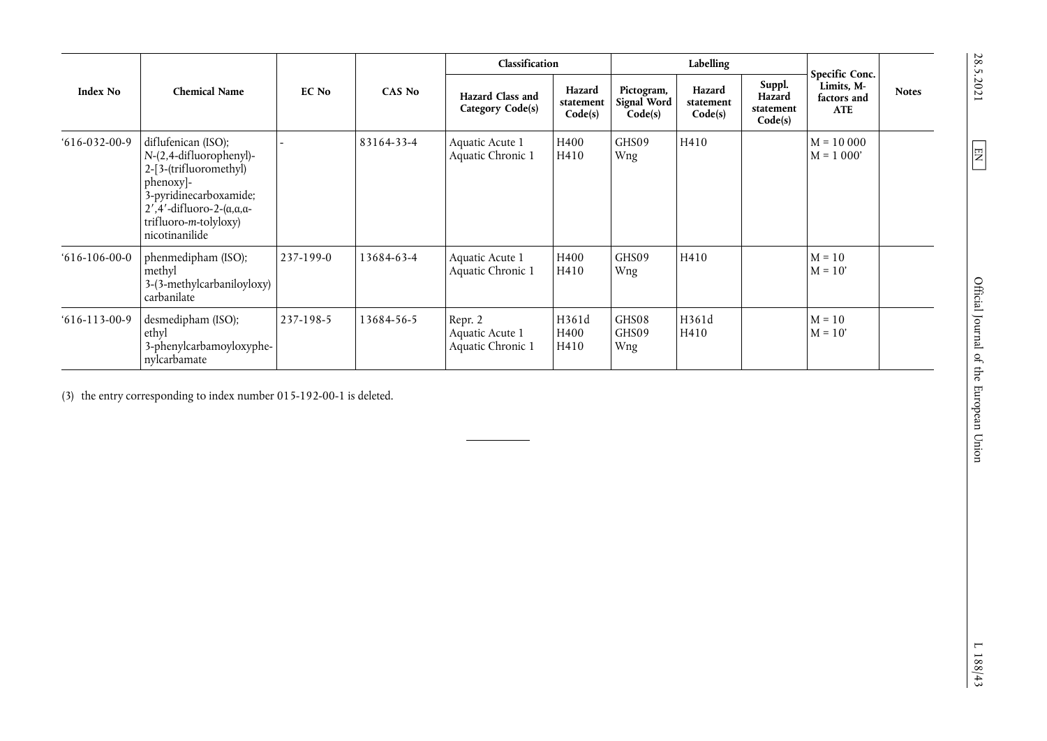| Index No | Chemical Name | EC No | CAS No | Classification | | Labelling | | | Specific Conc. Limits, M-factors and ATE | Notes |
|---|---|---|---|---|---|---|---|---|---|---|
| | | | | Hazard Class and Category Code(s) | Hazard statement Code(s) | Pictogram, Signal Word Code(s) | Hazard statement Code(s) | Suppl. Hazard statement Code(s) | | |
| '616-032-00-9 | diflufenican (ISO); *N*-(2,4-difluorophenyl)-2-[3-(trifluoromethyl) phenoxy]-3-pyridinecarboxamide; 2′,4′-difluoro-2-(α,α,α-trifluoro-*m*-tolyloxy) nicotinanilide | - | 83164-33-4 | Aquatic Acute 1<br>Aquatic Chronic 1 | H400<br>H410 | GHS09<br>Wng | H410 | | M = 10 000<br>M = 1 000' | |
| '616-106-00-0 | phenmedipham (ISO); methyl 3-(3-methylcarbaniloyloxy) carbanilate | 237-199-0 | 13684-63-4 | Aquatic Acute 1<br>Aquatic Chronic 1 | H400<br>H410 | GHS09<br>Wng | H410 | | M = 10<br>M = 10' | |
| '616-113-00-9 | desmedipham (ISO); ethyl 3-phenylcarbamoyloxyphenylcarbamate | 237-198-5 | 13684-56-5 | Repr. 2<br>Aquatic Acute 1<br>Aquatic Chronic 1 | H361d<br>H400<br>H410 | GHS08<br>GHS09<br>Wng | H361d<br>H410 | | M = 10<br>M = 10' | |

(3) the entry corresponding to index number 015-192-00-1 is deleted.